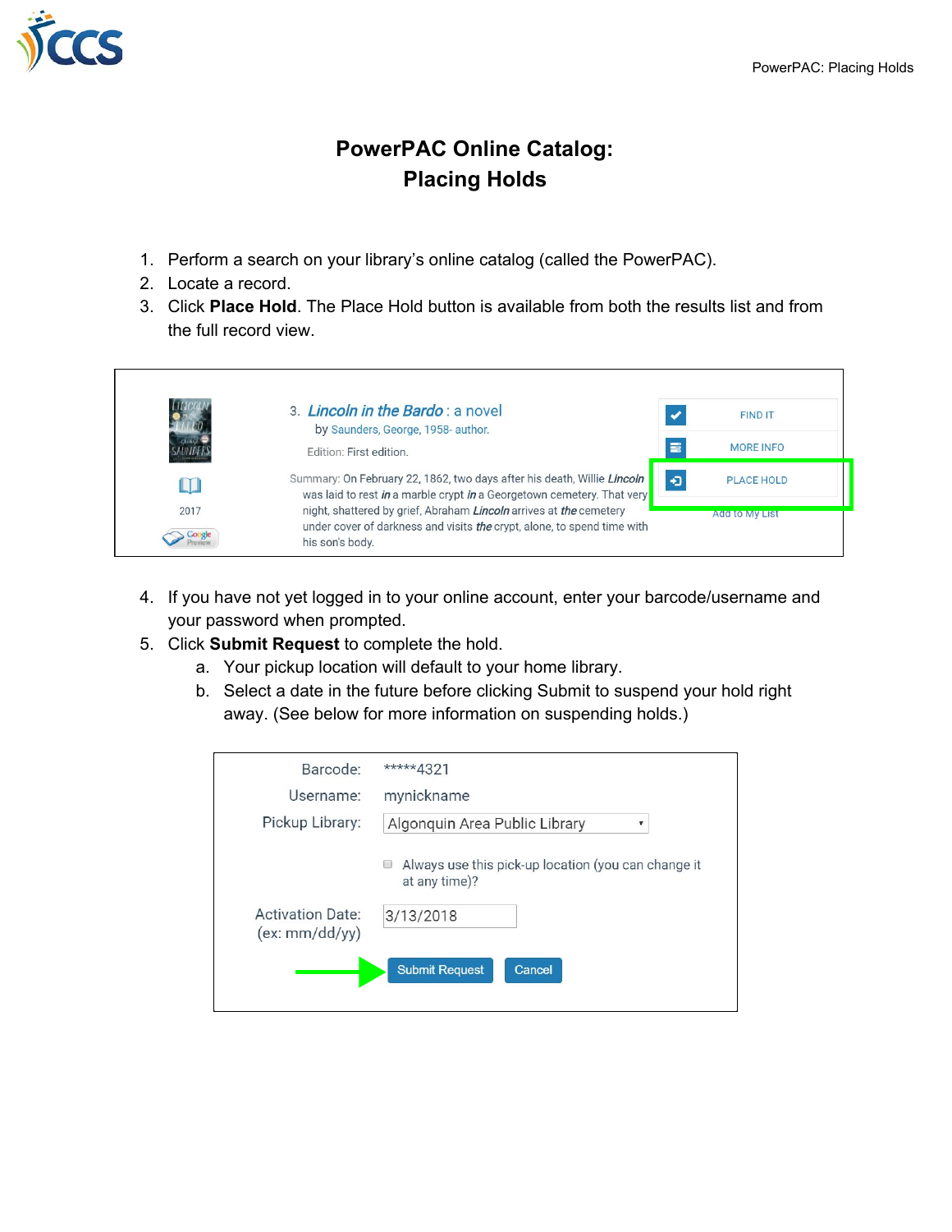# PowerPAC Online Catalog: Placing Holds

1. Perform a search on your library's online catalog (called the PowerPAC).
2. Locate a record.
3. Click **Place Hold**. The Place Hold button is available from both the results list and from the full record view.

4. If you have not yet logged in to your online account, enter your barcode/username and your password when prompted.
5. Click **Submit Request** to complete the hold.
   a. Your pickup location will default to your home library.
   b. Select a date in the future before clicking Submit to suspend your hold right away. (See below for more information on suspending holds.)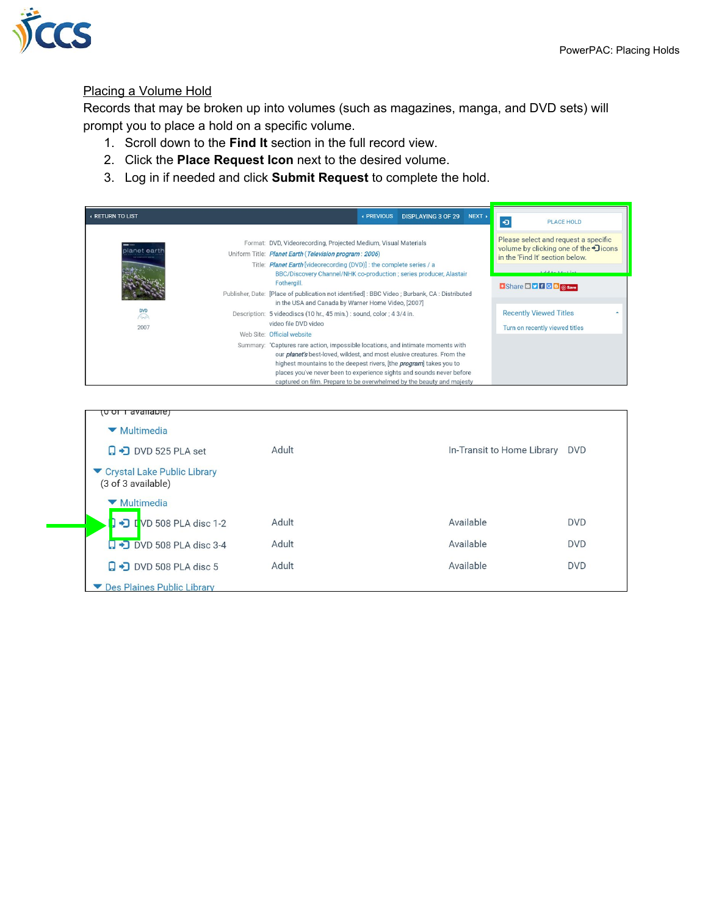## Placing a Volume Hold

Records that may be broken up into volumes (such as magazines, manga, and DVD sets) will prompt you to place a hold on a specific volume.

1. Scroll down to the **Find It** section in the full record view.
2. Click the **Place Request Icon** next to the desired volume.
3. Log in if needed and click **Submit Request** to complete the hold.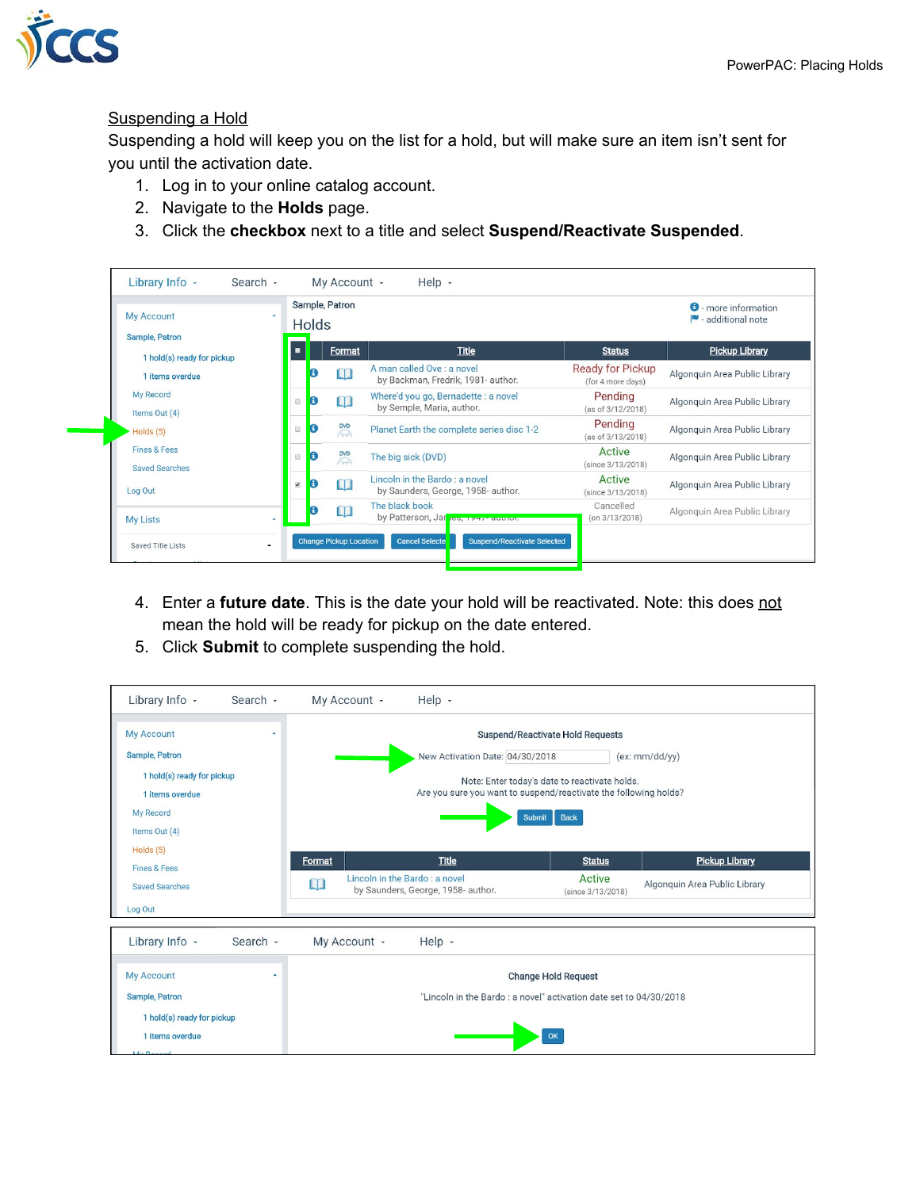## Suspending a Hold

Suspending a hold will keep you on the list for a hold, but will make sure an item isn't sent for you until the activation date.

1. Log in to your online catalog account.
2. Navigate to the **Holds** page.
3. Click the **checkbox** next to a title and select **Suspend/Reactivate Suspended**.

4. Enter a **future date**. This is the date your hold will be reactivated. Note: this does not mean the hold will be ready for pickup on the date entered.
5. Click **Submit** to complete suspending the hold.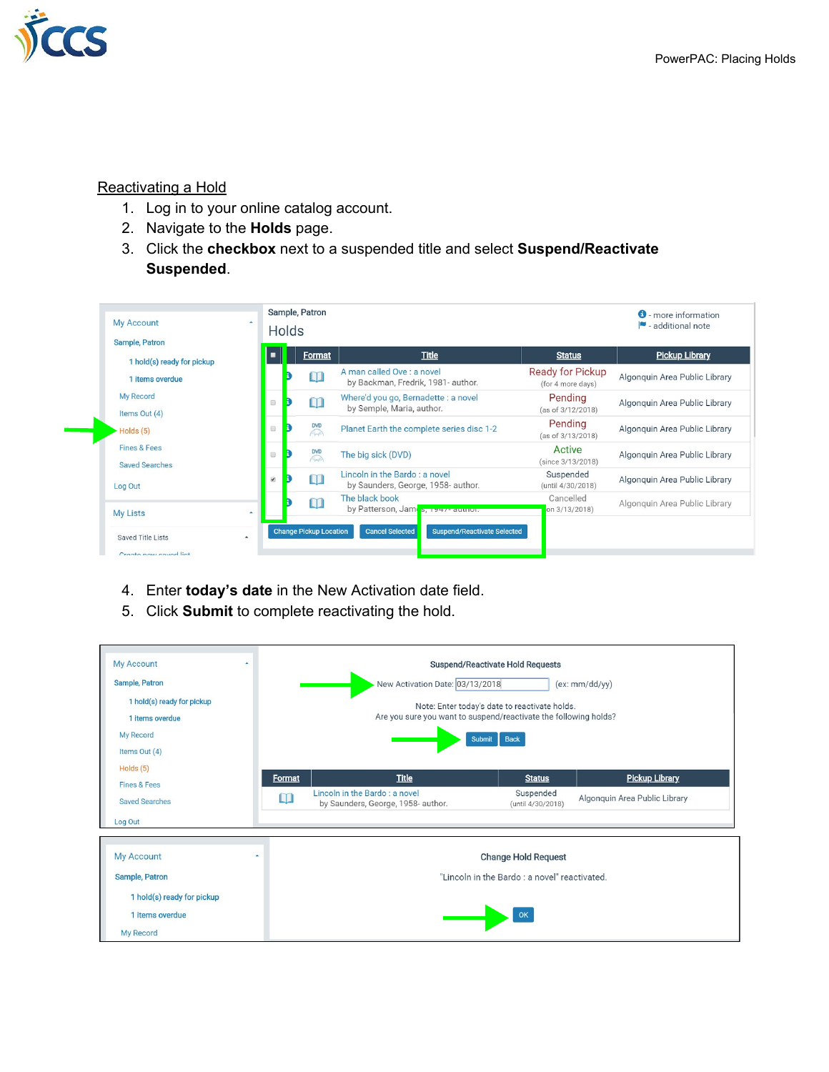## Reactivating a Hold

1. Log in to your online catalog account.
2. Navigate to the **Holds** page.
3. Click the **checkbox** next to a suspended title and select **Suspend/Reactivate Suspended**.

4. Enter **today's date** in the New Activation date field.
5. Click **Submit** to complete reactivating the hold.